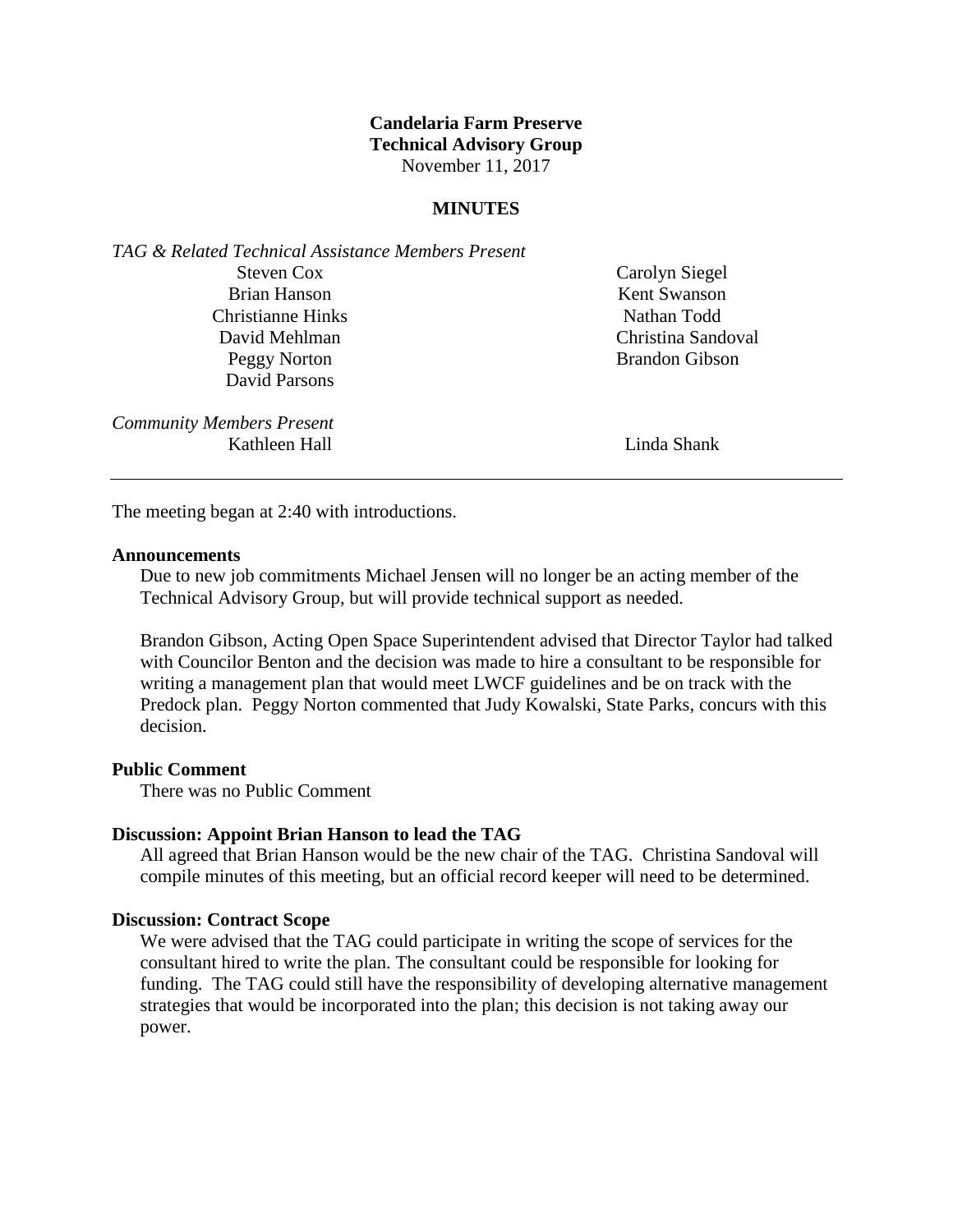**Candelaria Farm Preserve**
**Technical Advisory Group**
November 11, 2017

**MINUTES**

*TAG & Related Technical Assistance Members Present*

Steven Cox
Brian Hanson
Christianne Hinks
David Mehlman
Peggy Norton
David Parsons
Carolyn Siegel
Kent Swanson
Nathan Todd
Christina Sandoval
Brandon Gibson

*Community Members Present*

Kathleen Hall
Linda Shank

---

The meeting began at 2:40 with introductions.

**Announcements**

Due to new job commitments Michael Jensen will no longer be an acting member of the Technical Advisory Group, but will provide technical support as needed.

Brandon Gibson, Acting Open Space Superintendent advised that Director Taylor had talked with Councilor Benton and the decision was made to hire a consultant to be responsible for writing a management plan that would meet LWCF guidelines and be on track with the Predock plan. Peggy Norton commented that Judy Kowalski, State Parks, concurs with this decision.

**Public Comment**

There was no Public Comment

**Discussion: Appoint Brian Hanson to lead the TAG**

All agreed that Brian Hanson would be the new chair of the TAG. Christina Sandoval will compile minutes of this meeting, but an official record keeper will need to be determined.

**Discussion: Contract Scope**

We were advised that the TAG could participate in writing the scope of services for the consultant hired to write the plan. The consultant could be responsible for looking for funding. The TAG could still have the responsibility of developing alternative management strategies that would be incorporated into the plan; this decision is not taking away our power.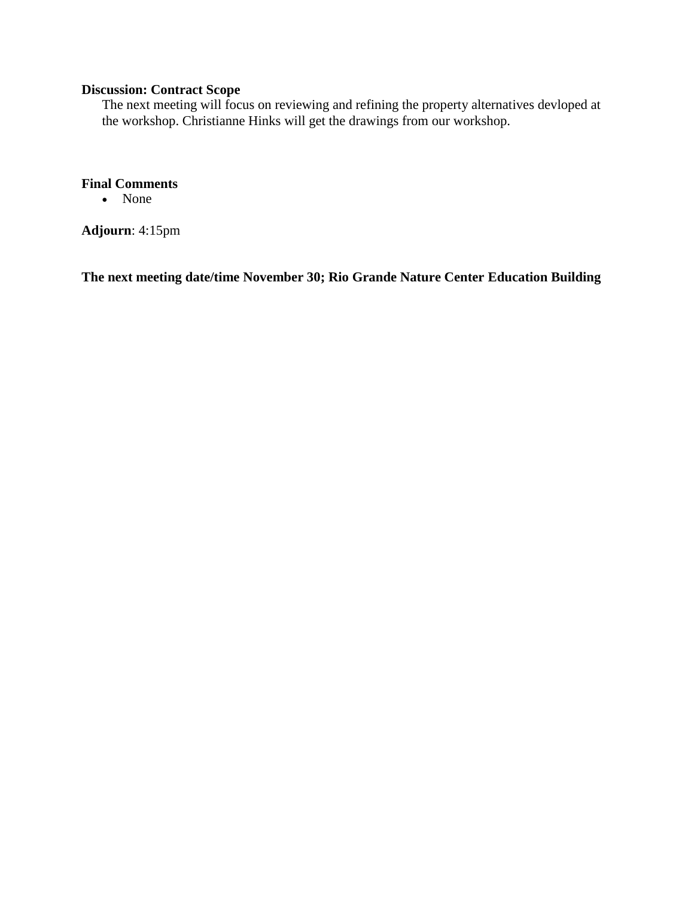**Discussion: Contract Scope**

The next meeting will focus on reviewing and refining the property alternatives devloped at the workshop. Christianne Hinks will get the drawings from our workshop.

**Final Comments**

- None

**Adjourn**: 4:15pm

**The next meeting date/time November 30; Rio Grande Nature Center Education Building**